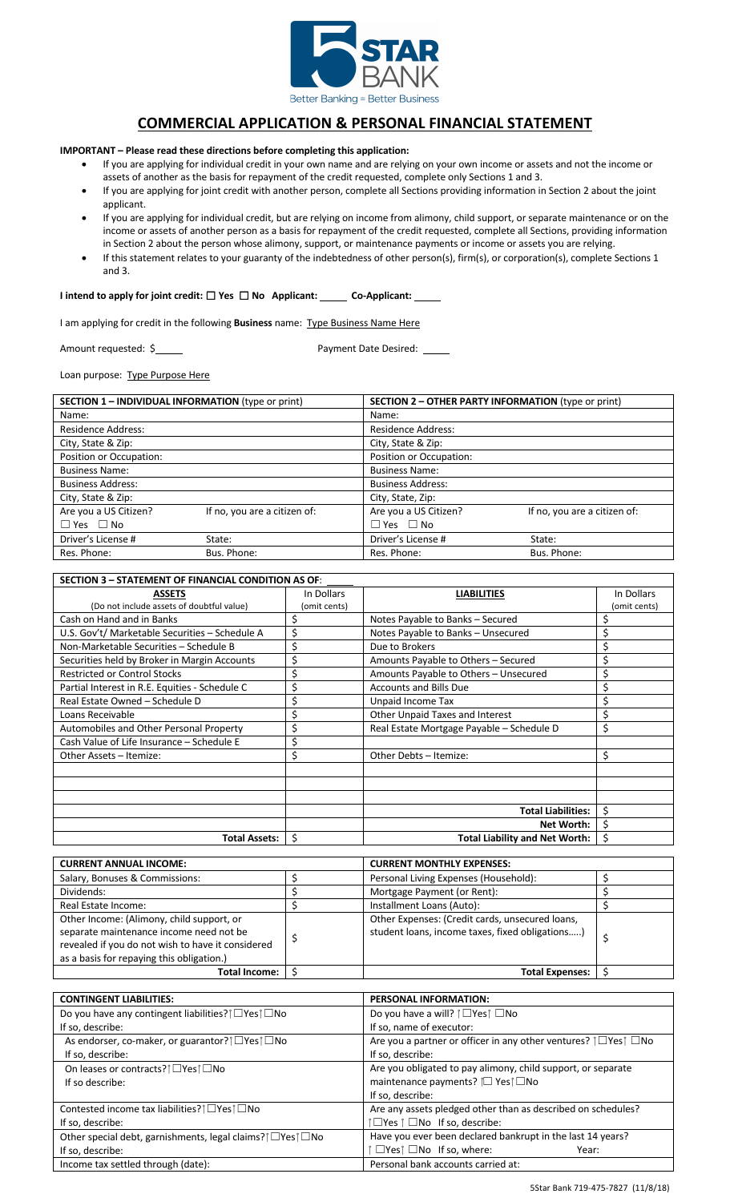# COMMERCIAL APPLICATION & PERSONAL FINANCIAL STATEMENT

**IMPORTANT – Please read these directions before completing this application:**

- If you are applying for individual credit in your own name and are relying on your own income or assets and not the income or assets of another as the basis for repayment of the credit requested, complete only Sections 1 and 3.
- If you are applying for joint credit with another person, complete all Sections providing information in Section 2 about the joint applicant.
- If you are applying for individual credit, but are relying on income from alimony, child support, or separate maintenance or on the income or assets of another person as a basis for repayment of the credit requested, complete all Sections, providing information in Section 2 about the person whose alimony, support, or maintenance payments or income or assets you are relying.
- If this statement relates to your guaranty of the indebtedness of other person(s), firm(s), or corporation(s), complete Sections 1 and 3.

**I intend to apply for joint credit: ☐ Yes ☐ No Applicant: _____ Co-Applicant: _____**

I am applying for credit in the following **Business** name: Type Business Name Here

Amount requested: $_____ Payment Date Desired: _____

Loan purpose: Type Purpose Here

| **SECTION 1 – INDIVIDUAL INFORMATION** (type or print) | | **SECTION 2 – OTHER PARTY INFORMATION** (type or print) | |
|---|---|---|---|
| Name: | | Name: | |
| Residence Address: | | Residence Address: | |
| City, State & Zip: | | City, State & Zip: | |
| Position or Occupation: | | Position or Occupation: | |
| Business Name: | | Business Name: | |
| Business Address: | | Business Address: | |
| City, State & Zip: | | City, State, Zip: | |
| Are you a US Citizen? ☐ Yes ☐ No | If no, you are a citizen of: | Are you a US Citizen? ☐ Yes ☐ No | If no, you are a citizen of: |
| Driver's License # | State: | Driver's License # | State: |
| Res. Phone: | Bus. Phone: | Res. Phone: | Bus. Phone: |

| **SECTION 3 – STATEMENT OF FINANCIAL CONDITION AS OF:** _____ | | | |
|---|---|---|---|
| **ASSETS** (Do not include assets of doubtful value) | In Dollars (omit cents) | **LIABILITIES** | In Dollars (omit cents) |
| Cash on Hand and in Banks | $ | Notes Payable to Banks – Secured | $ |
| U.S. Gov't/ Marketable Securities – Schedule A | $ | Notes Payable to Banks – Unsecured | $ |
| Non-Marketable Securities – Schedule B | $ | Due to Brokers | $ |
| Securities held by Broker in Margin Accounts | $ | Amounts Payable to Others – Secured | $ |
| Restricted or Control Stocks | $ | Amounts Payable to Others – Unsecured | $ |
| Partial Interest in R.E. Equities - Schedule C | $ | Accounts and Bills Due | $ |
| Real Estate Owned – Schedule D | $ | Unpaid Income Tax | $ |
| Loans Receivable | $ | Other Unpaid Taxes and Interest | $ |
| Automobiles and Other Personal Property | $ | Real Estate Mortgage Payable – Schedule D | $ |
| Cash Value of Life Insurance – Schedule E | $ | | |
| Other Assets – Itemize: | $ | Other Debts – Itemize: | $ |
| | | | |
| | | | |
| | | | |
| | | **Total Liabilities:** | $ |
| | | **Net Worth:** | $ |
| **Total Assets:** | $ | **Total Liability and Net Worth:** | $ |

| **CURRENT ANNUAL INCOME:** | | **CURRENT MONTHLY EXPENSES:** | |
|---|---|---|---|
| Salary, Bonuses & Commissions: | $ | Personal Living Expenses (Household): | $ |
| Dividends: | $ | Mortgage Payment (or Rent): | $ |
| Real Estate Income: | $ | Installment Loans (Auto): | $ |
| Other Income: (Alimony, child support, or separate maintenance income need not be revealed if you do not wish to have it considered as a basis for repaying this obligation.) | $ | Other Expenses: (Credit cards, unsecured loans, student loans, income taxes, fixed obligations.....) | $ |
| **Total Income:** | $ | **Total Expenses:** | $ |

| **CONTINGENT LIABILITIES:** | **PERSONAL INFORMATION:** |
|---|---|
| Do you have any contingent liabilities? ☐Yes ☐No | Do you have a will? ☐Yes ☐No |
| If so, describe: | If so, name of executor: |
| As endorser, co-maker, or guarantor? ☐Yes ☐No | Are you a partner or officer in any other ventures? ☐Yes ☐No |
| If so, describe: | If so, describe: |
| On leases or contracts? ☐Yes ☐No<br>If so describe: | Are you obligated to pay alimony, child support, or separate maintenance payments? ☐ Yes ☐No<br>If so, describe: |
| Contested income tax liabilities? ☐Yes ☐No | Are any assets pledged other than as described on schedules? |
| If so, describe: | ☐Yes ☐No If so, describe: |
| Other special debt, garnishments, legal claims? ☐Yes ☐No | Have you ever been declared bankrupt in the last 14 years? |
| If so, describe: | ☐Yes ☐No If so, where: Year: |
| Income tax settled through (date): | Personal bank accounts carried at: |

5Star Bank 719-475-7827 (11/8/18)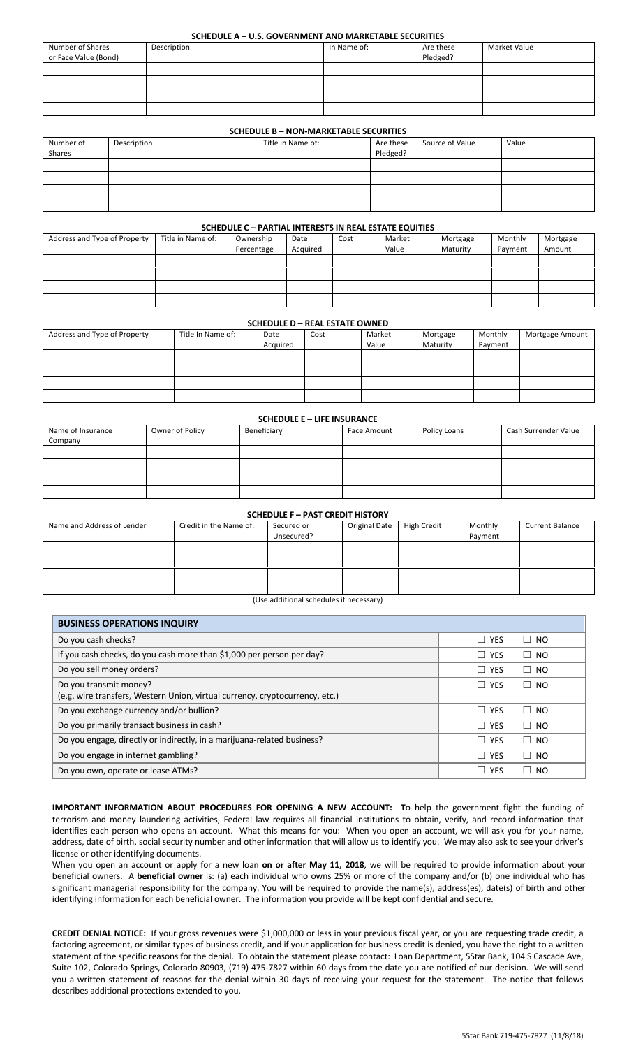### SCHEDULE A – U.S. GOVERNMENT AND MARKETABLE SECURITIES

| Number of Shares or Face Value (Bond) | Description | In Name of: | Are these Pledged? | Market Value |
|---|---|---|---|---|
| | | | | |
| | | | | |
| | | | | |
| | | | | |

### SCHEDULE B – NON-MARKETABLE SECURITIES

| Number of Shares | Description | Title in Name of: | Are these Pledged? | Source of Value | Value |
|---|---|---|---|---|---|
| | | | | | |
| | | | | | |
| | | | | | |
| | | | | | |

### SCHEDULE C – PARTIAL INTERESTS IN REAL ESTATE EQUITIES

| Address and Type of Property | Title in Name of: | Ownership Percentage | Date Acquired | Cost | Market Value | Mortgage Maturity | Monthly Payment | Mortgage Amount |
|---|---|---|---|---|---|---|---|---|
| | | | | | | | | |
| | | | | | | | | |
| | | | | | | | | |
| | | | | | | | | |

### SCHEDULE D – REAL ESTATE OWNED

| Address and Type of Property | Title In Name of: | Date Acquired | Cost | Market Value | Mortgage Maturity | Monthly Payment | Mortgage Amount |
|---|---|---|---|---|---|---|---|
| | | | | | | | |
| | | | | | | | |
| | | | | | | | |
| | | | | | | | |

### SCHEDULE E – LIFE INSURANCE

| Name of Insurance Company | Owner of Policy | Beneficiary | Face Amount | Policy Loans | Cash Surrender Value |
|---|---|---|---|---|---|
| | | | | | |
| | | | | | |
| | | | | | |
| | | | | | |

### SCHEDULE F – PAST CREDIT HISTORY

| Name and Address of Lender | Credit in the Name of: | Secured or Unsecured? | Original Date | High Credit | Monthly Payment | Current Balance |
|---|---|---|---|---|---|---|
| | | | | | | |
| | | | | | | |
| | | | | | | |
| | | | | | | |

(Use additional schedules if necessary)

| BUSINESS OPERATIONS INQUIRY | |
|---|---|
| Do you cash checks? | ☐ YES ☐ NO |
| If you cash checks, do you cash more than $1,000 per person per day? | ☐ YES ☐ NO |
| Do you sell money orders? | ☐ YES ☐ NO |
| Do you transmit money? (e.g. wire transfers, Western Union, virtual currency, cryptocurrency, etc.) | ☐ YES ☐ NO |
| Do you exchange currency and/or bullion? | ☐ YES ☐ NO |
| Do you primarily transact business in cash? | ☐ YES ☐ NO |
| Do you engage, directly or indirectly, in a marijuana-related business? | ☐ YES ☐ NO |
| Do you engage in internet gambling? | ☐ YES ☐ NO |
| Do you own, operate or lease ATMs? | ☐ YES ☐ NO |

**IMPORTANT INFORMATION ABOUT PROCEDURES FOR OPENING A NEW ACCOUNT: T**o help the government fight the funding of terrorism and money laundering activities, Federal law requires all financial institutions to obtain, verify, and record information that identifies each person who opens an account. What this means for you: When you open an account, we will ask you for your name, address, date of birth, social security number and other information that will allow us to identify you. We may also ask to see your driver's license or other identifying documents.

When you open an account or apply for a new loan **on or after May 11, 2018**, we will be required to provide information about your beneficial owners. A **beneficial owner** is: (a) each individual who owns 25% or more of the company and/or (b) one individual who has significant managerial responsibility for the company. You will be required to provide the name(s), address(es), date(s) of birth and other identifying information for each beneficial owner. The information you provide will be kept confidential and secure.

**CREDIT DENIAL NOTICE:** If your gross revenues were $1,000,000 or less in your previous fiscal year, or you are requesting trade credit, a factoring agreement, or similar types of business credit, and if your application for business credit is denied, you have the right to a written statement of the specific reasons for the denial. To obtain the statement please contact: Loan Department, 5Star Bank, 104 S Cascade Ave, Suite 102, Colorado Springs, Colorado 80903, (719) 475-7827 within 60 days from the date you are notified of our decision. We will send you a written statement of reasons for the denial within 30 days of receiving your request for the statement. The notice that follows describes additional protections extended to you.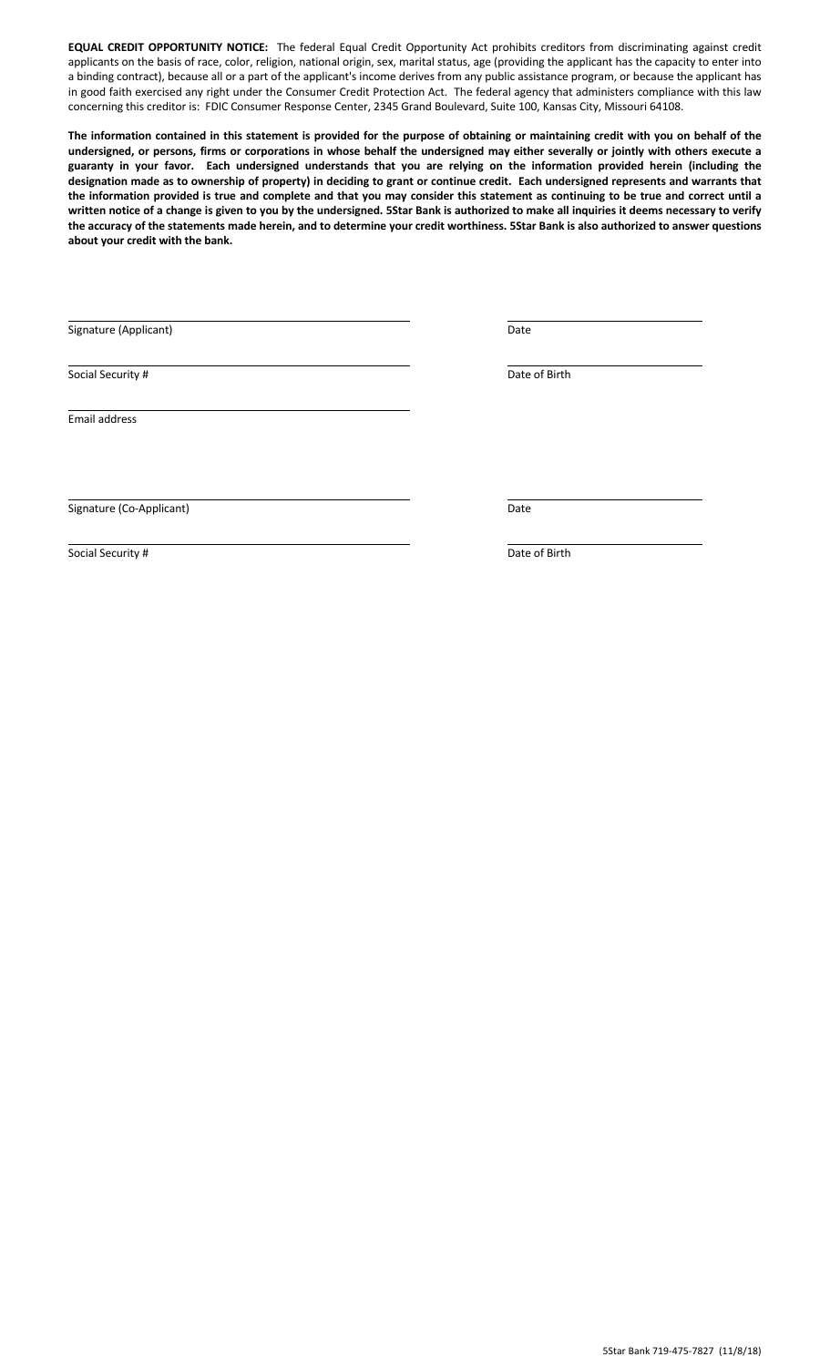**EQUAL CREDIT OPPORTUNITY NOTICE:** The federal Equal Credit Opportunity Act prohibits creditors from discriminating against credit applicants on the basis of race, color, religion, national origin, sex, marital status, age (providing the applicant has the capacity to enter into a binding contract), because all or a part of the applicant's income derives from any public assistance program, or because the applicant has in good faith exercised any right under the Consumer Credit Protection Act. The federal agency that administers compliance with this law concerning this creditor is: FDIC Consumer Response Center, 2345 Grand Boulevard, Suite 100, Kansas City, Missouri 64108.

**The information contained in this statement is provided for the purpose of obtaining or maintaining credit with you on behalf of the undersigned, or persons, firms or corporations in whose behalf the undersigned may either severally or jointly with others execute a guaranty in your favor. Each undersigned understands that you are relying on the information provided herein (including the designation made as to ownership of property) in deciding to grant or continue credit. Each undersigned represents and warrants that the information provided is true and complete and that you may consider this statement as continuing to be true and correct until a written notice of a change is given to you by the undersigned. 5Star Bank is authorized to make all inquiries it deems necessary to verify the accuracy of the statements made herein, and to determine your credit worthiness. 5Star Bank is also authorized to answer questions about your credit with the bank.**

Signature (Applicant) \_\_\_\_\_\_\_\_\_\_\_\_\_\_\_\_\_\_\_\_ Date \_\_\_\_\_\_\_\_\_\_

Social Security # \_\_\_\_\_\_\_\_\_\_\_\_\_\_\_\_\_\_\_\_ Date of Birth \_\_\_\_\_\_\_\_\_\_

Email address \_\_\_\_\_\_\_\_\_\_\_\_\_\_\_\_\_\_\_\_

Signature (Co-Applicant) \_\_\_\_\_\_\_\_\_\_\_\_\_\_\_\_\_\_\_\_ Date \_\_\_\_\_\_\_\_\_\_

Social Security # \_\_\_\_\_\_\_\_\_\_\_\_\_\_\_\_\_\_\_\_ Date of Birth \_\_\_\_\_\_\_\_\_\_

5Star Bank 719-475-7827 (11/8/18)